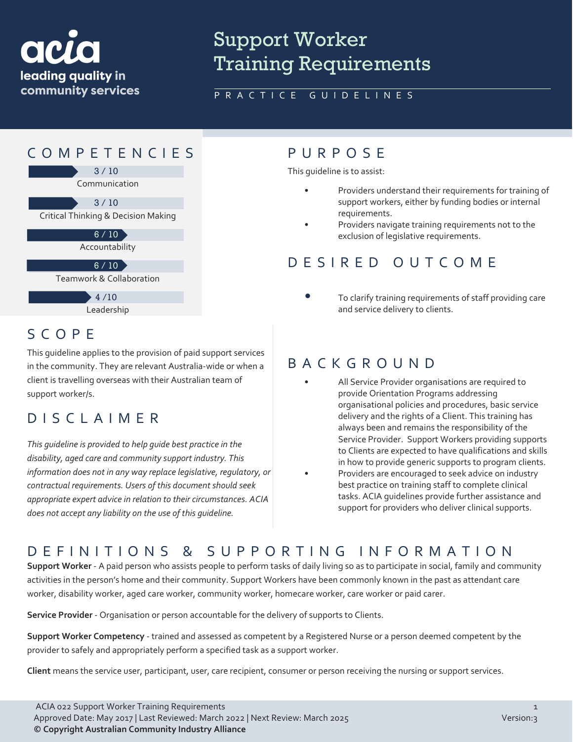acia
leading quality in community services

# Support Worker Training Requirements

PRACTICE GUIDELINES

## COMPETENCIES

- 3 / 10 Communication
- 3 / 10 Critical Thinking & Decision Making
- 6 / 10 Accountability
- 6 / 10 Teamwork & Collaboration
- 4 /10 Leadership

## PURPOSE

This guideline is to assist:

- Providers understand their requirements for training of support workers, either by funding bodies or internal requirements.
- Providers navigate training requirements not to the exclusion of legislative requirements.

## DESIRED OUTCOME

- To clarify training requirements of staff providing care and service delivery to clients.

## SCOPE

This guideline applies to the provision of paid support services in the community. They are relevant Australia-wide or when a client is travelling overseas with their Australian team of support worker/s.

## DISCLAIMER

*This guideline is provided to help guide best practice in the disability, aged care and community support industry. This information does not in any way replace legislative, regulatory, or contractual requirements. Users of this document should seek appropriate expert advice in relation to their circumstances. ACIA does not accept any liability on the use of this guideline.*

## BACKGROUND

- All Service Provider organisations are required to provide Orientation Programs addressing organisational policies and procedures, basic service delivery and the rights of a Client. This training has always been and remains the responsibility of the Service Provider. Support Workers providing supports to Clients are expected to have qualifications and skills in how to provide generic supports to program clients.
- Providers are encouraged to seek advice on industry best practice on training staff to complete clinical tasks. ACIA guidelines provide further assistance and support for providers who deliver clinical supports.

## DEFINITIONS & SUPPORTING INFORMATION

**Support Worker** - A paid person who assists people to perform tasks of daily living so as to participate in social, family and community activities in the person's home and their community. Support Workers have been commonly known in the past as attendant care worker, disability worker, aged care worker, community worker, homecare worker, care worker or paid carer.

**Service Provider** - Organisation or person accountable for the delivery of supports to Clients.

**Support Worker Competency** - trained and assessed as competent by a Registered Nurse or a person deemed competent by the provider to safely and appropriately perform a specified task as a support worker.

**Client** means the service user, participant, user, care recipient, consumer or person receiving the nursing or support services.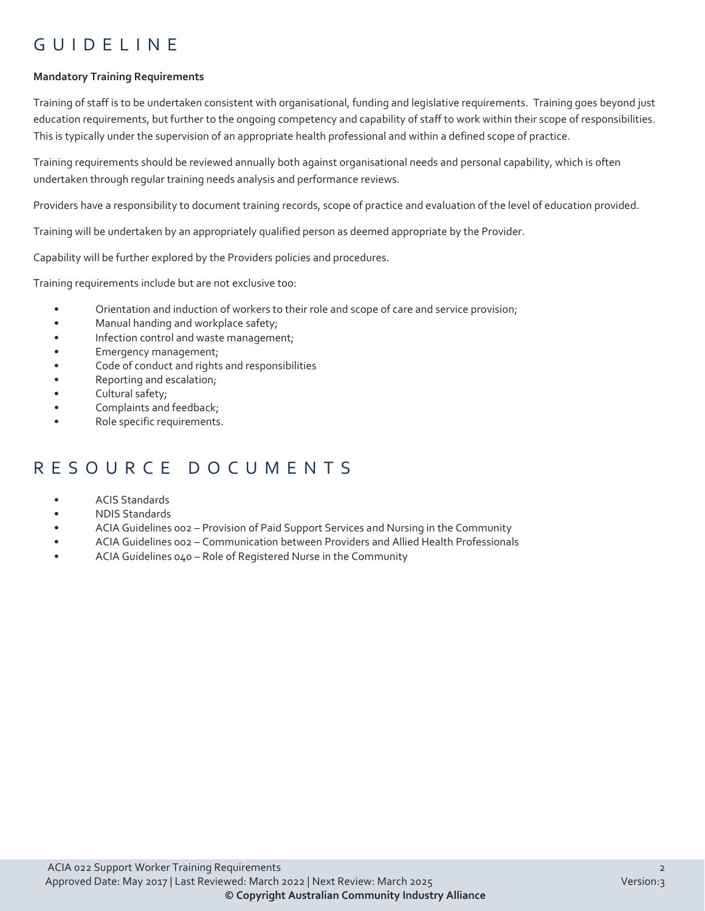# GUIDELINE

**Mandatory Training Requirements**

Training of staff is to be undertaken consistent with organisational, funding and legislative requirements. Training goes beyond just education requirements, but further to the ongoing competency and capability of staff to work within their scope of responsibilities. This is typically under the supervision of an appropriate health professional and within a defined scope of practice.

Training requirements should be reviewed annually both against organisational needs and personal capability, which is often undertaken through regular training needs analysis and performance reviews.

Providers have a responsibility to document training records, scope of practice and evaluation of the level of education provided.

Training will be undertaken by an appropriately qualified person as deemed appropriate by the Provider.

Capability will be further explored by the Providers policies and procedures.

Training requirements include but are not exclusive too:

- Orientation and induction of workers to their role and scope of care and service provision;
- Manual handing and workplace safety;
- Infection control and waste management;
- Emergency management;
- Code of conduct and rights and responsibilities
- Reporting and escalation;
- Cultural safety;
- Complaints and feedback;
- Role specific requirements.

# RESOURCE DOCUMENTS

- ACIS Standards
- NDIS Standards
- ACIA Guidelines 002 – Provision of Paid Support Services and Nursing in the Community
- ACIA Guidelines 002 – Communication between Providers and Allied Health Professionals
- ACIA Guidelines 040 – Role of Registered Nurse in the Community